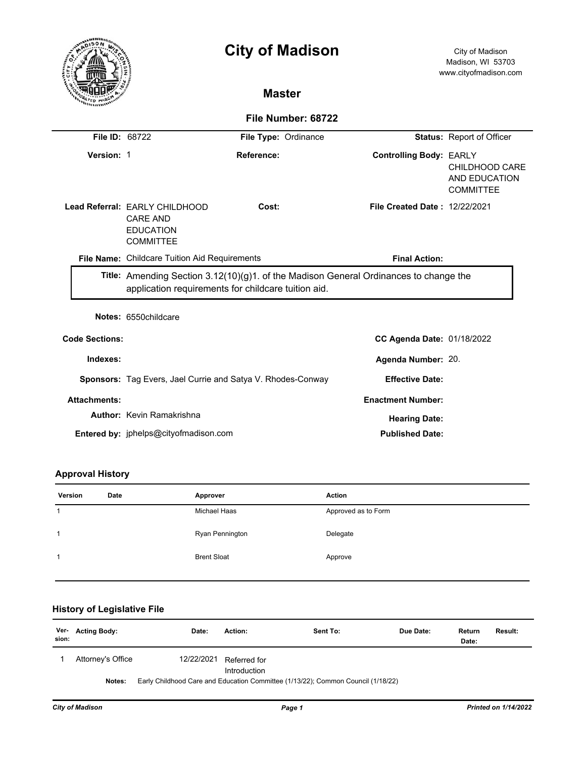# City of Madison

City of Madison
Madison, WI 53703
www.cityofmadison.com

## Master

### File Number: 68722

| | | | | | |
|---|---|---|---|---|---|
| **File ID:** | 68722 | **File Type:** | Ordinance | **Status:** | Report of Officer |
| **Version:** | 1 | **Reference:** | | **Controlling Body:** | EARLY CHILDHOOD CARE AND EDUCATION COMMITTEE |
| **Lead Referral:** | EARLY CHILDHOOD CARE AND EDUCATION COMMITTEE | **Cost:** | | **File Created Date :** | 12/22/2021 |
| **File Name:** | Childcare Tuition Aid Requirements | | | **Final Action:** | |

**Title:** Amending Section 3.12(10)(g)1. of the Madison General Ordinances to change the application requirements for childcare tuition aid.

**Notes:** 6550childcare

| | | | |
|---|---|---|---|
| **Code Sections:** | | **CC Agenda Date:** | 01/18/2022 |
| **Indexes:** | | **Agenda Number:** | 20. |
| **Sponsors:** | Tag Evers, Jael Currie and Satya V. Rhodes-Conway | **Effective Date:** | |
| **Attachments:** | | **Enactment Number:** | |
| **Author:** | Kevin Ramakrishna | **Hearing Date:** | |
| **Entered by:** | jphelps@cityofmadison.com | **Published Date:** | |

## Approval History

| Version | Date | Approver | Action |
|---|---|---|---|
| 1 | | Michael Haas | Approved as to Form |
| 1 | | Ryan Pennington | Delegate |
| 1 | | Brent Sloat | Approve |

## History of Legislative File

| Version: | Acting Body: | Date: | Action: | Sent To: | Due Date: | Return Date: | Result: |
|---|---|---|---|---|---|---|---|
| 1 | Attorney's Office | 12/22/2021 | Referred for Introduction | | | | |

**Notes:** Early Childhood Care and Education Committee (1/13/22); Common Council (1/18/22)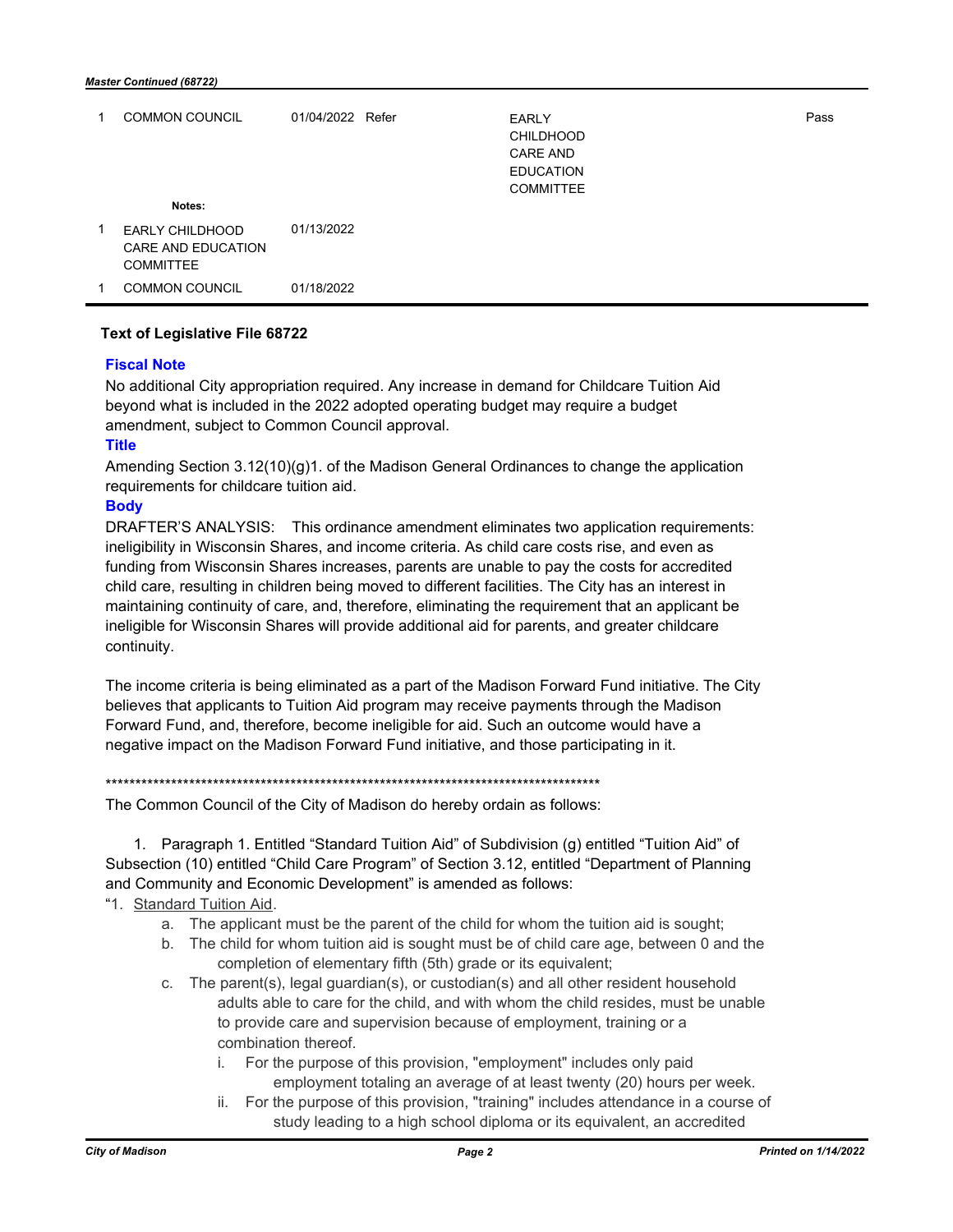| | | | | | |
|---|---|---|---|---|---|
| 1 | COMMON COUNCIL | 01/04/2022 | Refer | EARLY CHILDHOOD CARE AND EDUCATION COMMITTEE | Pass |
| | Notes: | | | | |
| 1 | EARLY CHILDHOOD CARE AND EDUCATION COMMITTEE | 01/13/2022 | | | |
| 1 | COMMON COUNCIL | 01/18/2022 | | | |

**Text of Legislative File 68722**

**Fiscal Note**

No additional City appropriation required. Any increase in demand for Childcare Tuition Aid beyond what is included in the 2022 adopted operating budget may require a budget amendment, subject to Common Council approval.

**Title**

Amending Section 3.12(10)(g)1. of the Madison General Ordinances to change the application requirements for childcare tuition aid.

**Body**

DRAFTER'S ANALYSIS: This ordinance amendment eliminates two application requirements: ineligibility in Wisconsin Shares, and income criteria. As child care costs rise, and even as funding from Wisconsin Shares increases, parents are unable to pay the costs for accredited child care, resulting in children being moved to different facilities. The City has an interest in maintaining continuity of care, and, therefore, eliminating the requirement that an applicant be ineligible for Wisconsin Shares will provide additional aid for parents, and greater childcare continuity.

The income criteria is being eliminated as a part of the Madison Forward Fund initiative. The City believes that applicants to Tuition Aid program may receive payments through the Madison Forward Fund, and, therefore, become ineligible for aid. Such an outcome would have a negative impact on the Madison Forward Fund initiative, and those participating in it.

\*\*\*\*\*\*\*\*\*\*\*\*\*\*\*\*\*\*\*\*\*\*\*\*\*\*\*\*\*\*\*\*\*\*\*\*\*\*\*\*\*\*\*\*\*\*\*\*\*\*\*\*\*\*\*\*\*\*\*\*\*\*\*\*\*\*\*\*\*\*\*\*\*\*\*\*\*\*\*\*\*\*\*\*\*\*\*\*

The Common Council of the City of Madison do hereby ordain as follows:

1. Paragraph 1. Entitled "Standard Tuition Aid" of Subdivision (g) entitled "Tuition Aid" of Subsection (10) entitled "Child Care Program" of Section 3.12, entitled "Department of Planning and Community and Economic Development" is amended as follows:

"1. <u>Standard Tuition Aid</u>.

  a. The applicant must be the parent of the child for whom the tuition aid is sought;
  b. The child for whom tuition aid is sought must be of child care age, between 0 and the completion of elementary fifth (5th) grade or its equivalent;
  c. The parent(s), legal guardian(s), or custodian(s) and all other resident household adults able to care for the child, and with whom the child resides, must be unable to provide care and supervision because of employment, training or a combination thereof.
     i. For the purpose of this provision, "employment" includes only paid employment totaling an average of at least twenty (20) hours per week.
     ii. For the purpose of this provision, "training" includes attendance in a course of study leading to a high school diploma or its equivalent, an accredited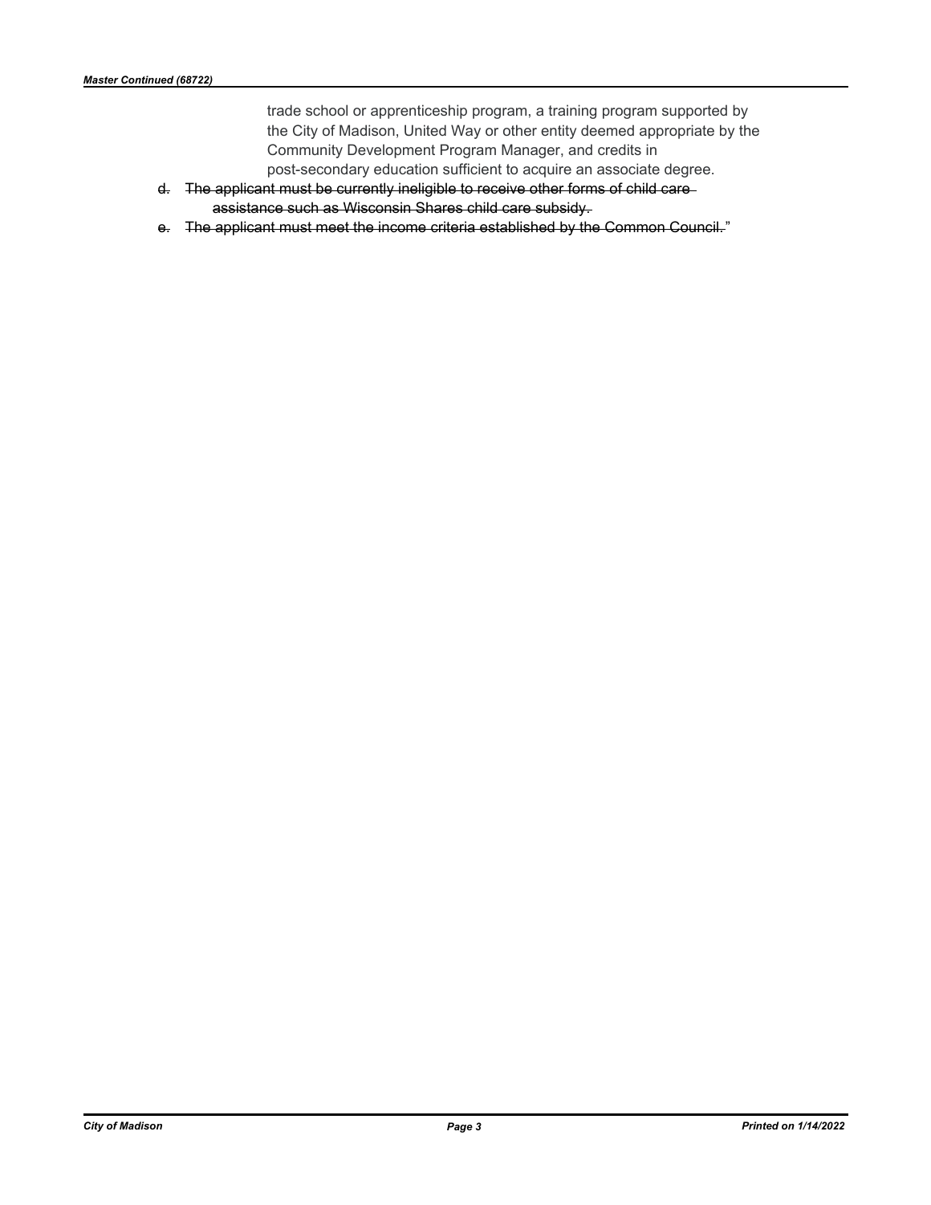trade school or apprenticeship program, a training program supported by the City of Madison, United Way or other entity deemed appropriate by the Community Development Program Manager, and credits in post-secondary education sufficient to acquire an associate degree.

~~d. The applicant must be currently ineligible to receive other forms of child care assistance such as Wisconsin Shares child care subsidy.~~

~~e. The applicant must meet the income criteria established by the Common Council.~~"